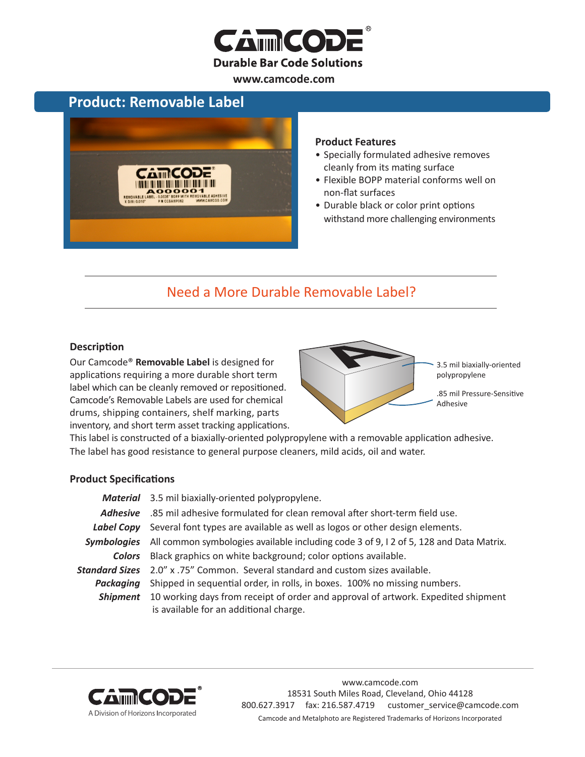# CAMCODE®

**Durable Bar Code Solutions**

**www.camcode.com**

## Product: Removable Label

### Product Features

- Specially formulated adhesive removes cleanly from its mating surface
- Flexible BOPP material conforms well on non-flat surfaces
- Durable black or color print options withstand more challenging environments

## Need a More Durable Removable Label?

### Description

Our Camcode® **Removable Label** is designed for applications requiring a more durable short term label which can be cleanly removed or repositioned. Camcode's Removable Labels are used for chemical drums, shipping containers, shelf marking, parts inventory, and short term asset tracking applications. This label is constructed of a biaxially-oriented polypropylene with a removable application adhesive. The label has good resistance to general purpose cleaners, mild acids, oil and water.

3.5 mil biaxially-oriented polypropylene

.85 mil Pressure-Sensitive Adhesive

### Product Specifications

| | |
|---|---|
| ***Material*** | 3.5 mil biaxially-oriented polypropylene. |
| ***Adhesive*** | .85 mil adhesive formulated for clean removal after short-term field use. |
| ***Label Copy*** | Several font types are available as well as logos or other design elements. |
| ***Symbologies*** | All common symbologies available including code 3 of 9, I 2 of 5, 128 and Data Matrix. |
| ***Colors*** | Black graphics on white background; color options available. |
| ***Standard Sizes*** | 2.0" x .75" Common. Several standard and custom sizes available. |
| ***Packaging*** | Shipped in sequential order, in rolls, in boxes. 100% no missing numbers. |
| ***Shipment*** | 10 working days from receipt of order and approval of artwork. Expedited shipment is available for an additional charge. |

CAMCODE®
A Division of Horizons Incorporated

www.camcode.com
18531 South Miles Road, Cleveland, Ohio 44128
800.627.3917 fax: 216.587.4719 customer_service@camcode.com
Camcode and Metalphoto are Registered Trademarks of Horizons Incorporated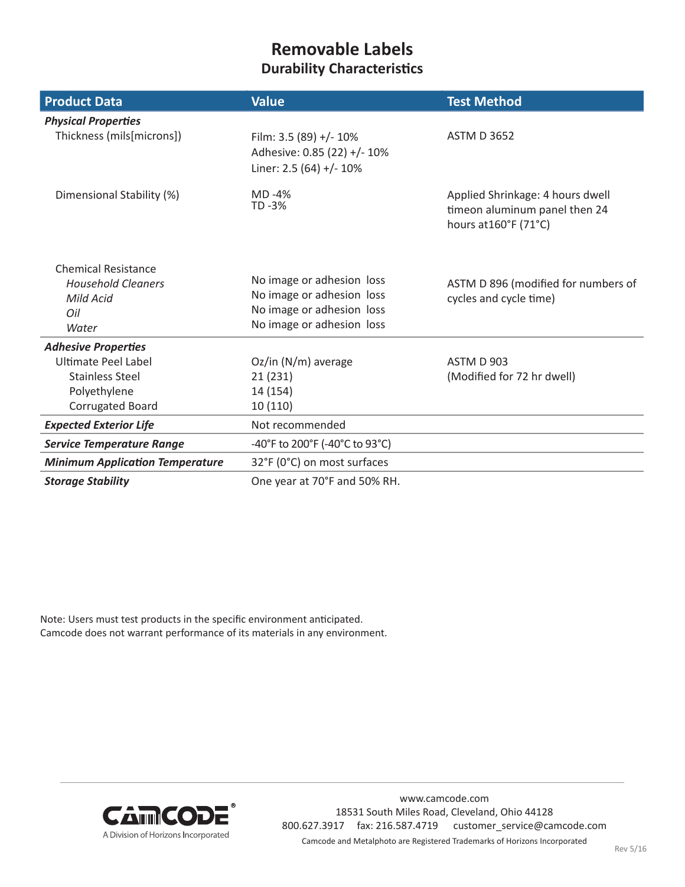# Removable Labels
## Durability Characteristics

| Product Data | Value | Test Method |
|---|---|---|
| ***Physical Properties*** | | |
| Thickness (mils[microns]) | Film: 3.5 (89) +/- 10%<br>Adhesive: 0.85 (22) +/- 10%<br>Liner: 2.5 (64) +/- 10% | ASTM D 3652 |
| Dimensional Stability (%) | MD -4%<br>TD -3% | Applied Shrinkage: 4 hours dwell timeon aluminum panel then 24 hours at160°F (71°C) |
| Chemical Resistance | | ASTM D 896 (modified for numbers of cycles and cycle time) |
| *Household Cleaners* | No image or adhesion loss | |
| *Mild Acid* | No image or adhesion loss | |
| *Oil* | No image or adhesion loss | |
| *Water* | No image or adhesion loss | |
| ***Adhesive Properties*** | | |
| Ultimate Peel Label | Oz/in (N/m) average | ASTM D 903<br>(Modified for 72 hr dwell) |
| Stainless Steel | 21 (231) | |
| Polyethylene | 14 (154) | |
| Corrugated Board | 10 (110) | |
| ***Expected Exterior Life*** | Not recommended | |
| ***Service Temperature Range*** | -40°F to 200°F (-40°C to 93°C) | |
| ***Minimum Application Temperature*** | 32°F (0°C) on most surfaces | |
| ***Storage Stability*** | One year at 70°F and 50% RH. | |

Note: Users must test products in the specific environment anticipated.
Camcode does not warrant performance of its materials in any environment.

CAMCODE®
A Division of Horizons Incorporated

www.camcode.com
18531 South Miles Road, Cleveland, Ohio 44128
800.627.3917 fax: 216.587.4719 customer_service@camcode.com
Camcode and Metalphoto are Registered Trademarks of Horizons Incorporated

Rev 5/16